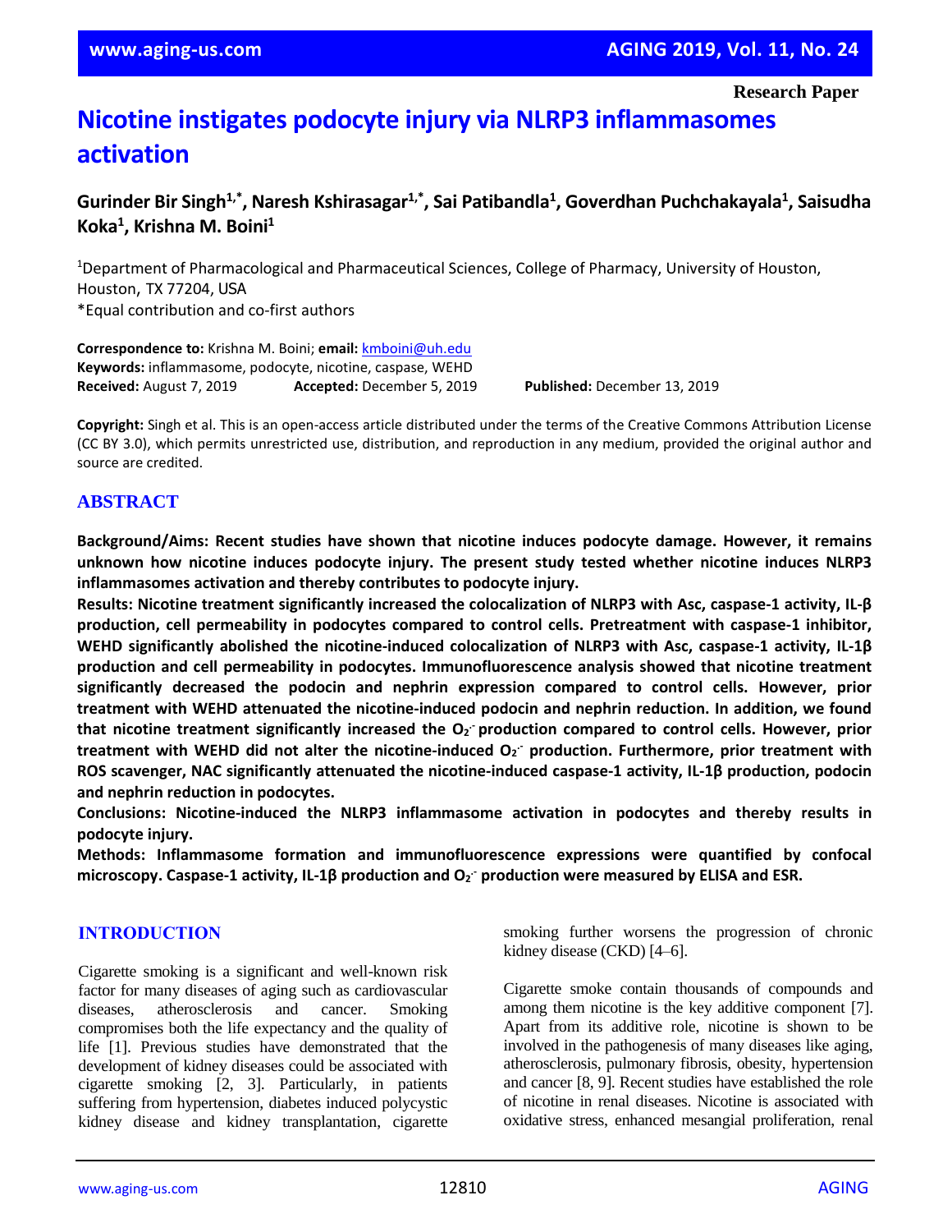Research Paper

# Nicotine instigates podocyte injury via NLRP3 inflammasomes activation

**Gurinder Bir Singh[1,*], Naresh Kshirasagar[1,*], Sai Patibandla[1], Goverdhan Puchchakayala[1], Saisudha Koka[1], Krishna M. Boini[1]**

[1]Department of Pharmacological and Pharmaceutical Sciences, College of Pharmacy, University of Houston, Houston, TX 77204, USA
*Equal contribution and co-first authors

**Correspondence to:** Krishna M. Boini; **email:** kmboini@uh.edu
**Keywords:** inflammasome, podocyte, nicotine, caspase, WEHD
**Received:** August 7, 2019 **Accepted:** December 5, 2019 **Published:** December 13, 2019

**Copyright:** Singh et al. This is an open-access article distributed under the terms of the Creative Commons Attribution License (CC BY 3.0), which permits unrestricted use, distribution, and reproduction in any medium, provided the original author and source are credited.

## ABSTRACT

**Background/Aims: Recent studies have shown that nicotine induces podocyte damage. However, it remains unknown how nicotine induces podocyte injury. The present study tested whether nicotine induces NLRP3 inflammasomes activation and thereby contributes to podocyte injury.**

**Results: Nicotine treatment significantly increased the colocalization of NLRP3 with Asc, caspase-1 activity, IL-β production, cell permeability in podocytes compared to control cells. Pretreatment with caspase-1 inhibitor, WEHD significantly abolished the nicotine-induced colocalization of NLRP3 with Asc, caspase-1 activity, IL-1β production and cell permeability in podocytes. Immunofluorescence analysis showed that nicotine treatment significantly decreased the podocin and nephrin expression compared to control cells. However, prior treatment with WEHD attenuated the nicotine-induced podocin and nephrin reduction. In addition, we found that nicotine treatment significantly increased the $O_2^{.-}$ production compared to control cells. However, prior treatment with WEHD did not alter the nicotine-induced $O_2^{.-}$ production. Furthermore, prior treatment with ROS scavenger, NAC significantly attenuated the nicotine-induced caspase-1 activity, IL-1β production, podocin and nephrin reduction in podocytes.**

**Conclusions: Nicotine-induced the NLRP3 inflammasome activation in podocytes and thereby results in podocyte injury.**

**Methods: Inflammasome formation and immunofluorescence expressions were quantified by confocal microscopy. Caspase-1 activity, IL-1β production and $O_2^{.-}$ production were measured by ELISA and ESR.**

## INTRODUCTION

Cigarette smoking is a significant and well-known risk factor for many diseases of aging such as cardiovascular diseases, atherosclerosis and cancer. Smoking compromises both the life expectancy and the quality of life [1]. Previous studies have demonstrated that the development of kidney diseases could be associated with cigarette smoking [2, 3]. Particularly, in patients suffering from hypertension, diabetes induced polycystic kidney disease and kidney transplantation, cigarette smoking further worsens the progression of chronic kidney disease (CKD) [4–6].

Cigarette smoke contain thousands of compounds and among them nicotine is the key additive component [7]. Apart from its additive role, nicotine is shown to be involved in the pathogenesis of many diseases like aging, atherosclerosis, pulmonary fibrosis, obesity, hypertension and cancer [8, 9]. Recent studies have established the role of nicotine in renal diseases. Nicotine is associated with oxidative stress, enhanced mesangial proliferation, renal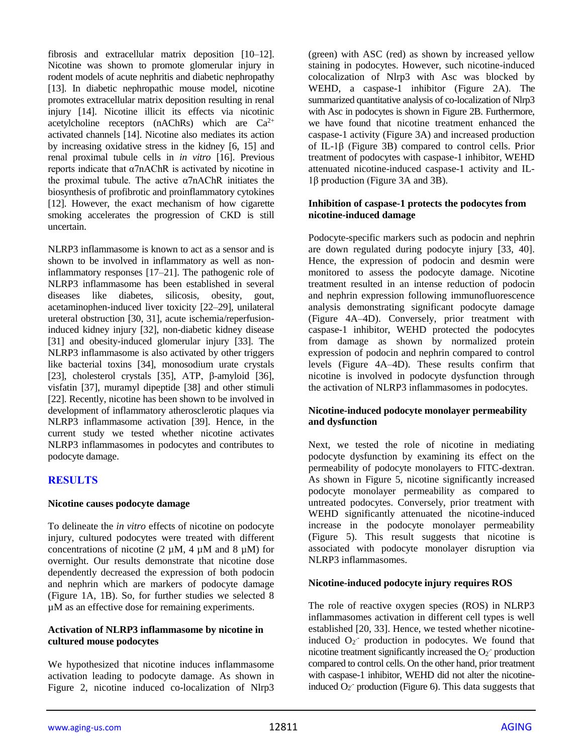fibrosis and extracellular matrix deposition [10–12]. Nicotine was shown to promote glomerular injury in rodent models of acute nephritis and diabetic nephropathy [13]. In diabetic nephropathic mouse model, nicotine promotes extracellular matrix deposition resulting in renal injury [14]. Nicotine illicit its effects via nicotinic acetylcholine receptors (nAChRs) which are $Ca^{2+}$ activated channels [14]. Nicotine also mediates its action by increasing oxidative stress in the kidney [6, 15] and renal proximal tubule cells in *in vitro* [16]. Previous reports indicate that α7nAChR is activated by nicotine in the proximal tubule. The active α7nAChR initiates the biosynthesis of profibrotic and proinflammatory cytokines [12]. However, the exact mechanism of how cigarette smoking accelerates the progression of CKD is still uncertain.

NLRP3 inflammasome is known to act as a sensor and is shown to be involved in inflammatory as well as non-inflammatory responses [17–21]. The pathogenic role of NLRP3 inflammasome has been established in several diseases like diabetes, silicosis, obesity, gout, acetaminophen-induced liver toxicity [22–29], unilateral ureteral obstruction [30, 31], acute ischemia/reperfusion-induced kidney injury [32], non-diabetic kidney disease [31] and obesity-induced glomerular injury [33]. The NLRP3 inflammasome is also activated by other triggers like bacterial toxins [34], monosodium urate crystals [23], cholesterol crystals [35], ATP, β-amyloid [36], visfatin [37], muramyl dipeptide [38] and other stimuli [22]. Recently, nicotine has been shown to be involved in development of inflammatory atherosclerotic plaques via NLRP3 inflammasome activation [39]. Hence, in the current study we tested whether nicotine activates NLRP3 inflammasomes in podocytes and contributes to podocyte damage.

## RESULTS

### Nicotine causes podocyte damage

To delineate the *in vitro* effects of nicotine on podocyte injury, cultured podocytes were treated with different concentrations of nicotine (2 µM, 4 µM and 8 µM) for overnight. Our results demonstrate that nicotine dose dependently decreased the expression of both podocin and nephrin which are markers of podocyte damage (Figure 1A, 1B). So, for further studies we selected 8 µM as an effective dose for remaining experiments.

### Activation of NLRP3 inflammasome by nicotine in cultured mouse podocytes

We hypothesized that nicotine induces inflammasome activation leading to podocyte damage. As shown in Figure 2, nicotine induced co-localization of Nlrp3 (green) with ASC (red) as shown by increased yellow staining in podocytes. However, such nicotine-induced colocalization of Nlrp3 with Asc was blocked by WEHD, a caspase-1 inhibitor (Figure 2A). The summarized quantitative analysis of co-localization of Nlrp3 with Asc in podocytes is shown in Figure 2B. Furthermore, we have found that nicotine treatment enhanced the caspase-1 activity (Figure 3A) and increased production of IL-1β (Figure 3B) compared to control cells. Prior treatment of podocytes with caspase-1 inhibitor, WEHD attenuated nicotine-induced caspase-1 activity and IL-1β production (Figure 3A and 3B).

### Inhibition of caspase-1 protects the podocytes from nicotine-induced damage

Podocyte-specific markers such as podocin and nephrin are down regulated during podocyte injury [33, 40]. Hence, the expression of podocin and desmin were monitored to assess the podocyte damage. Nicotine treatment resulted in an intense reduction of podocin and nephrin expression following immunofluorescence analysis demonstrating significant podocyte damage (Figure 4A–4D). Conversely, prior treatment with caspase-1 inhibitor, WEHD protected the podocytes from damage as shown by normalized protein expression of podocin and nephrin compared to control levels (Figure 4A–4D). These results confirm that nicotine is involved in podocyte dysfunction through the activation of NLRP3 inflammasomes in podocytes.

### Nicotine-induced podocyte monolayer permeability and dysfunction

Next, we tested the role of nicotine in mediating podocyte dysfunction by examining its effect on the permeability of podocyte monolayers to FITC-dextran. As shown in Figure 5, nicotine significantly increased podocyte monolayer permeability as compared to untreated podocytes. Conversely, prior treatment with WEHD significantly attenuated the nicotine-induced increase in the podocyte monolayer permeability (Figure 5). This result suggests that nicotine is associated with podocyte monolayer disruption via NLRP3 inflammasomes.

### Nicotine-induced podocyte injury requires ROS

The role of reactive oxygen species (ROS) in NLRP3 inflammasomes activation in different cell types is well established [20, 33]. Hence, we tested whether nicotine-induced $O_2^-$ production in podocytes. We found that nicotine treatment significantly increased the $O_2^-$ production compared to control cells. On the other hand, prior treatment with caspase-1 inhibitor, WEHD did not alter the nicotine-induced $O_2^-$ production (Figure 6). This data suggests that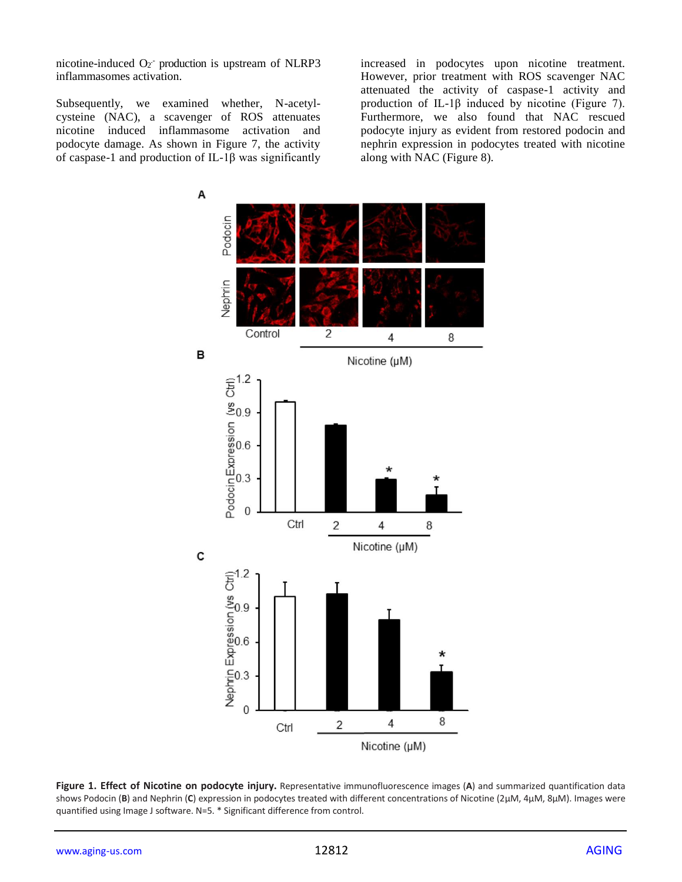nicotine-induced $O_2^-$ production is upstream of NLRP3 inflammasomes activation.

Subsequently, we examined whether, N-acetyl-cysteine (NAC), a scavenger of ROS attenuates nicotine induced inflammasome activation and podocyte damage. As shown in Figure 7, the activity of caspase-1 and production of IL-1β was significantly increased in podocytes upon nicotine treatment. However, prior treatment with ROS scavenger NAC attenuated the activity of caspase-1 activity and production of IL-1β induced by nicotine (Figure 7). Furthermore, we also found that NAC rescued podocyte injury as evident from restored podocin and nephrin expression in podocytes treated with nicotine along with NAC (Figure 8).

**Figure 1. Effect of Nicotine on podocyte injury.** Representative immunofluorescence images (**A**) and summarized quantification data shows Podocin (**B**) and Nephrin (**C**) expression in podocytes treated with different concentrations of Nicotine (2μM, 4μM, 8μM). Images were quantified using Image J software. N=5. * Significant difference from control.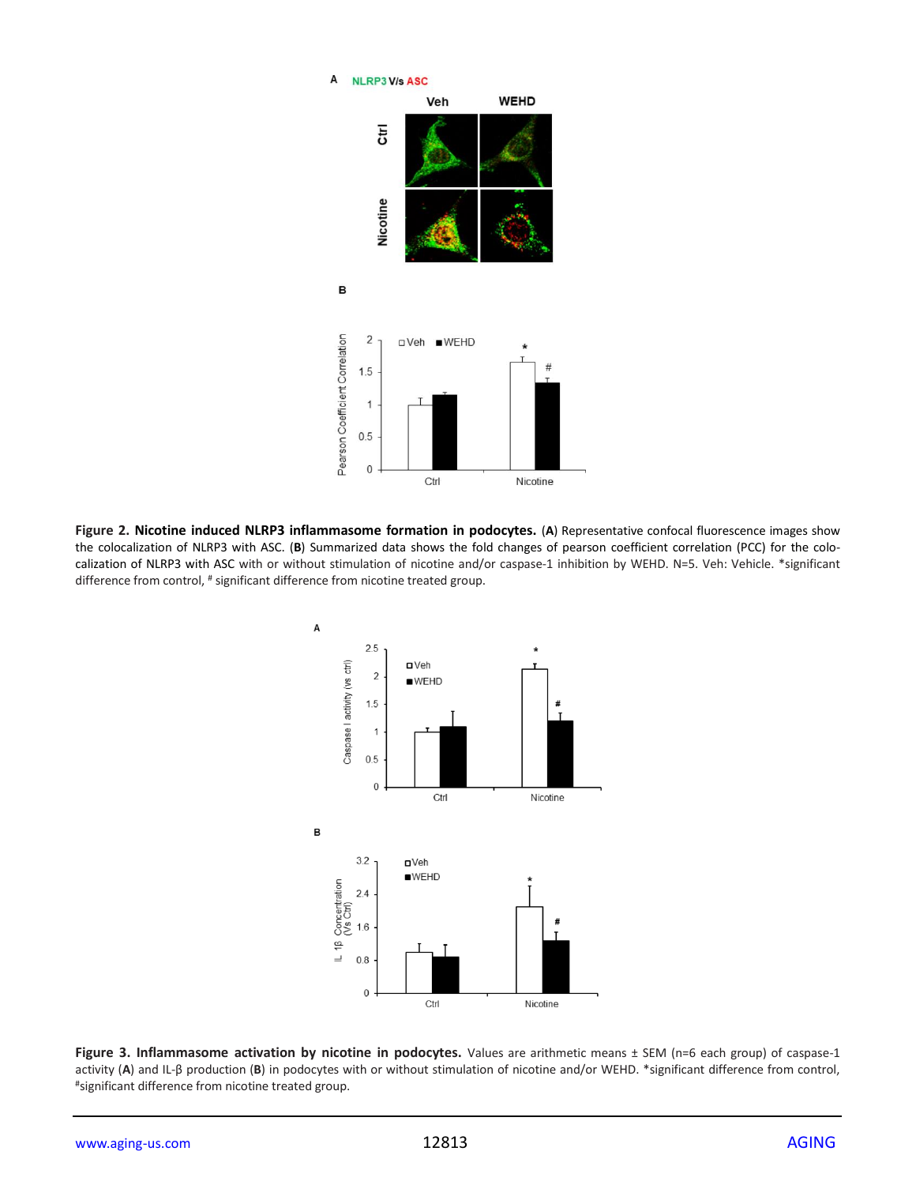**Figure 2. Nicotine induced NLRP3 inflammasome formation in podocytes.** (**A**) Representative confocal fluorescence images show the colocalization of NLRP3 with ASC. (**B**) Summarized data shows the fold changes of pearson coefficient correlation (PCC) for the colocalization of NLRP3 with ASC with or without stimulation of nicotine and/or caspase-1 inhibition by WEHD. N=5. Veh: Vehicle. *significant difference from control, # significant difference from nicotine treated group.

**Figure 3. Inflammasome activation by nicotine in podocytes.** Values are arithmetic means ± SEM (n=6 each group) of caspase-1 activity (**A**) and IL-β production (**B**) in podocytes with or without stimulation of nicotine and/or WEHD. *significant difference from control, #significant difference from nicotine treated group.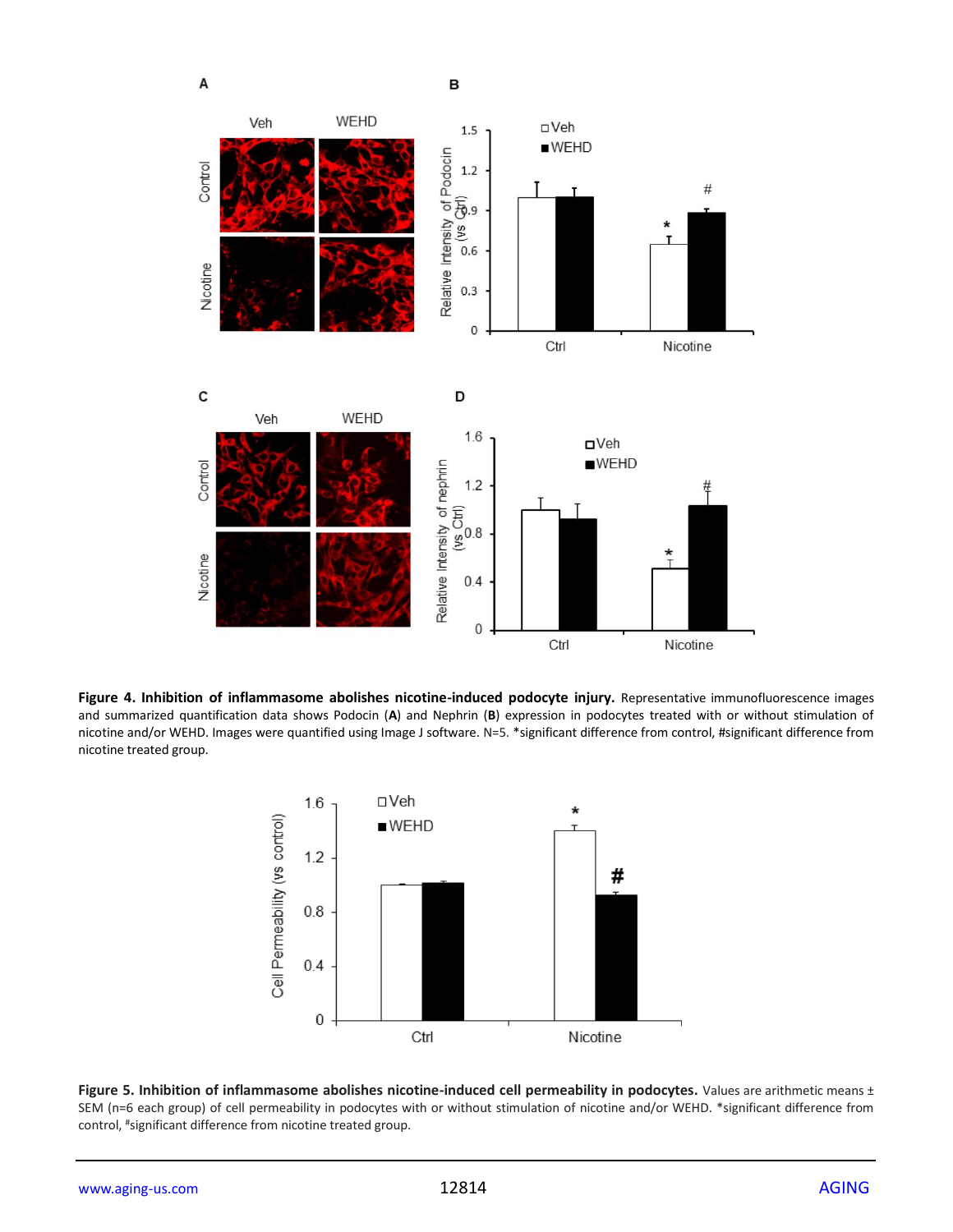**Figure 4. Inhibition of inflammasome abolishes nicotine-induced podocyte injury.** Representative immunofluorescence images and summarized quantification data shows Podocin (**A**) and Nephrin (**B**) expression in podocytes treated with or without stimulation of nicotine and/or WEHD. Images were quantified using Image J software. N=5. *significant difference from control, #significant difference from nicotine treated group.

**Figure 5. Inhibition of inflammasome abolishes nicotine-induced cell permeability in podocytes.** Values are arithmetic means ± SEM (n=6 each group) of cell permeability in podocytes with or without stimulation of nicotine and/or WEHD. *significant difference from control, #significant difference from nicotine treated group.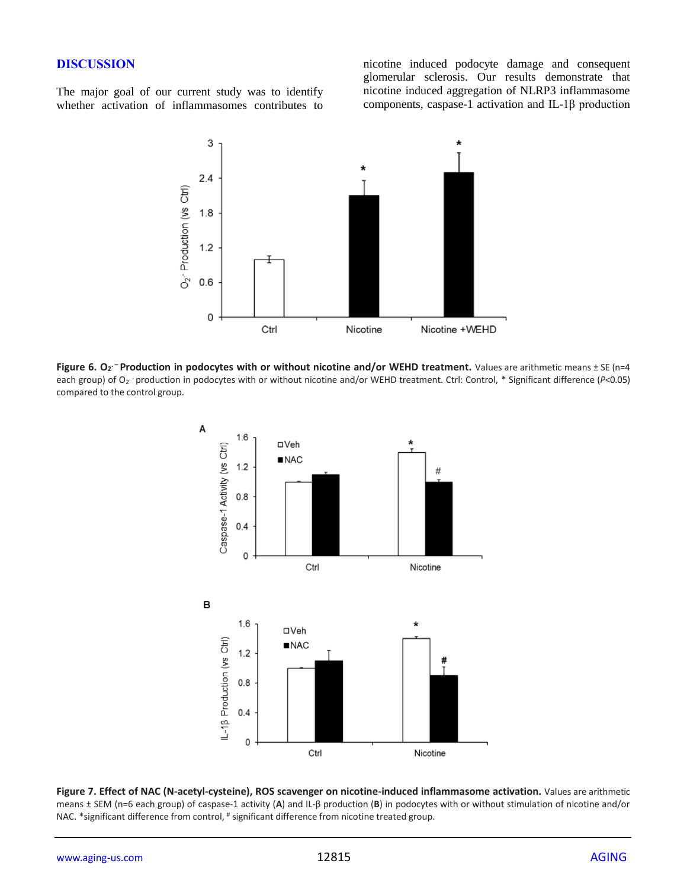## DISCUSSION

The major goal of our current study was to identify whether activation of inflammasomes contributes to nicotine induced podocyte damage and consequent glomerular sclerosis. Our results demonstrate that nicotine induced aggregation of NLRP3 inflammasome components, caspase-1 activation and IL-1β production

**Figure 6. $O_2^{\cdot -}$ Production in podocytes with or without nicotine and/or WEHD treatment.** Values are arithmetic means ± SE (n=4 each group) of $O_2^{\cdot -}$ production in podocytes with or without nicotine and/or WEHD treatment. Ctrl: Control, * Significant difference (*P*<0.05) compared to the control group.

**Figure 7. Effect of NAC (N-acetyl-cysteine), ROS scavenger on nicotine-induced inflammasome activation.** Values are arithmetic means ± SEM (n=6 each group) of caspase-1 activity (**A**) and IL-β production (**B**) in podocytes with or without stimulation of nicotine and/or NAC. *significant difference from control, # significant difference from nicotine treated group.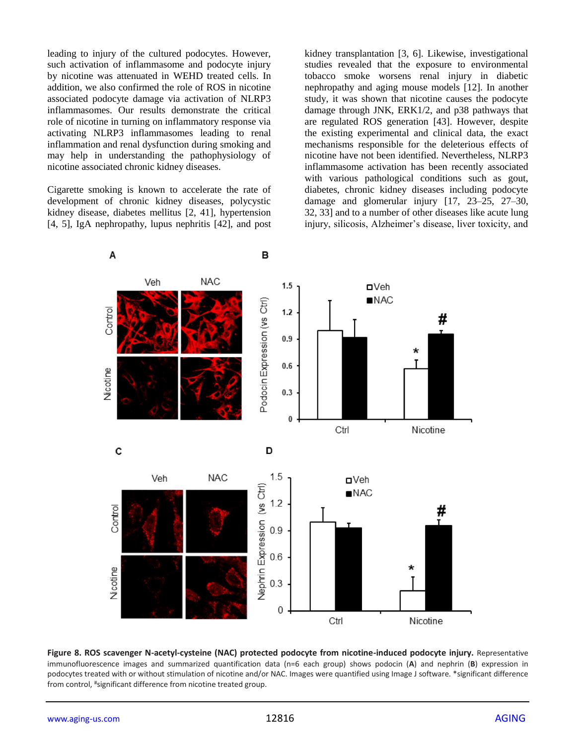leading to injury of the cultured podocytes. However, such activation of inflammasome and podocyte injury by nicotine was attenuated in WEHD treated cells. In addition, we also confirmed the role of ROS in nicotine associated podocyte damage via activation of NLRP3 inflammasomes. Our results demonstrate the critical role of nicotine in turning on inflammatory response via activating NLRP3 inflammasomes leading to renal inflammation and renal dysfunction during smoking and may help in understanding the pathophysiology of nicotine associated chronic kidney diseases.

Cigarette smoking is known to accelerate the rate of development of chronic kidney diseases, polycystic kidney disease, diabetes mellitus [2, 41], hypertension [4, 5], IgA nephropathy, lupus nephritis [42], and post kidney transplantation [3, 6]. Likewise, investigational studies revealed that the exposure to environmental tobacco smoke worsens renal injury in diabetic nephropathy and aging mouse models [12]. In another study, it was shown that nicotine causes the podocyte damage through JNK, ERK1/2, and p38 pathways that are regulated ROS generation [43]. However, despite the existing experimental and clinical data, the exact mechanisms responsible for the deleterious effects of nicotine have not been identified. Nevertheless, NLRP3 inflammasome activation has been recently associated with various pathological conditions such as gout, diabetes, chronic kidney diseases including podocyte damage and glomerular injury [17, 23–25, 27–30, 32, 33] and to a number of other diseases like acute lung injury, silicosis, Alzheimer's disease, liver toxicity, and

**Figure 8. ROS scavenger N-acetyl-cysteine (NAC) protected podocyte from nicotine-induced podocyte injury.** Representative immunofluorescence images and summarized quantification data (n=6 each group) shows podocin (**A**) and nephrin (**B**) expression in podocytes treated with or without stimulation of nicotine and/or NAC. Images were quantified using Image J software. *significant difference from control, #significant difference from nicotine treated group.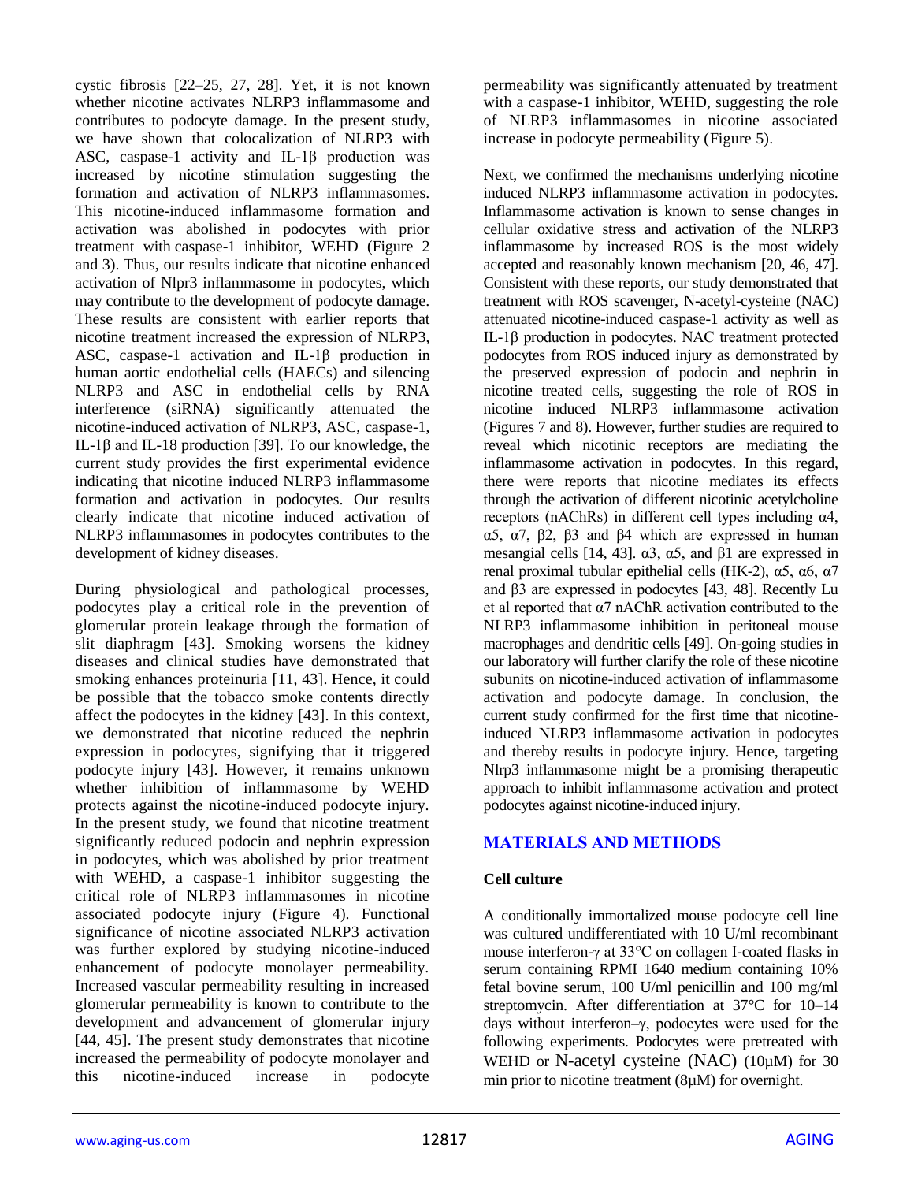cystic fibrosis [22–25, 27, 28]. Yet, it is not known whether nicotine activates NLRP3 inflammasome and contributes to podocyte damage. In the present study, we have shown that colocalization of NLRP3 with ASC, caspase-1 activity and IL-1β production was increased by nicotine stimulation suggesting the formation and activation of NLRP3 inflammasomes. This nicotine-induced inflammasome formation and activation was abolished in podocytes with prior treatment with caspase-1 inhibitor, WEHD (Figure 2 and 3). Thus, our results indicate that nicotine enhanced activation of Nlpr3 inflammasome in podocytes, which may contribute to the development of podocyte damage. These results are consistent with earlier reports that nicotine treatment increased the expression of NLRP3, ASC, caspase-1 activation and IL-1β production in human aortic endothelial cells (HAECs) and silencing NLRP3 and ASC in endothelial cells by RNA interference (siRNA) significantly attenuated the nicotine-induced activation of NLRP3, ASC, caspase-1, IL-1β and IL-18 production [39]. To our knowledge, the current study provides the first experimental evidence indicating that nicotine induced NLRP3 inflammasome formation and activation in podocytes. Our results clearly indicate that nicotine induced activation of NLRP3 inflammasomes in podocytes contributes to the development of kidney diseases.

During physiological and pathological processes, podocytes play a critical role in the prevention of glomerular protein leakage through the formation of slit diaphragm [43]. Smoking worsens the kidney diseases and clinical studies have demonstrated that smoking enhances proteinuria [11, 43]. Hence, it could be possible that the tobacco smoke contents directly affect the podocytes in the kidney [43]. In this context, we demonstrated that nicotine reduced the nephrin expression in podocytes, signifying that it triggered podocyte injury [43]. However, it remains unknown whether inhibition of inflammasome by WEHD protects against the nicotine-induced podocyte injury. In the present study, we found that nicotine treatment significantly reduced podocin and nephrin expression in podocytes, which was abolished by prior treatment with WEHD, a caspase-1 inhibitor suggesting the critical role of NLRP3 inflammasomes in nicotine associated podocyte injury (Figure 4). Functional significance of nicotine associated NLRP3 activation was further explored by studying nicotine-induced enhancement of podocyte monolayer permeability. Increased vascular permeability resulting in increased glomerular permeability is known to contribute to the development and advancement of glomerular injury [44, 45]. The present study demonstrates that nicotine increased the permeability of podocyte monolayer and this nicotine-induced increase in podocyte permeability was significantly attenuated by treatment with a caspase-1 inhibitor, WEHD, suggesting the role of NLRP3 inflammasomes in nicotine associated increase in podocyte permeability (Figure 5).

Next, we confirmed the mechanisms underlying nicotine induced NLRP3 inflammasome activation in podocytes. Inflammasome activation is known to sense changes in cellular oxidative stress and activation of the NLRP3 inflammasome by increased ROS is the most widely accepted and reasonably known mechanism [20, 46, 47]. Consistent with these reports, our study demonstrated that treatment with ROS scavenger, N-acetyl-cysteine (NAC) attenuated nicotine-induced caspase-1 activity as well as IL-1β production in podocytes. NAC treatment protected podocytes from ROS induced injury as demonstrated by the preserved expression of podocin and nephrin in nicotine treated cells, suggesting the role of ROS in nicotine induced NLRP3 inflammasome activation (Figures 7 and 8). However, further studies are required to reveal which nicotinic receptors are mediating the inflammasome activation in podocytes. In this regard, there were reports that nicotine mediates its effects through the activation of different nicotinic acetylcholine receptors (nAChRs) in different cell types including α4, α5, α7, β2, β3 and β4 which are expressed in human mesangial cells [14, 43]. α3, α5, and β1 are expressed in renal proximal tubular epithelial cells (HK-2), α5, α6, α7 and β3 are expressed in podocytes [43, 48]. Recently Lu et al reported that α7 nAChR activation contributed to the NLRP3 inflammasome inhibition in peritoneal mouse macrophages and dendritic cells [49]. On-going studies in our laboratory will further clarify the role of these nicotine subunits on nicotine-induced activation of inflammasome activation and podocyte damage. In conclusion, the current study confirmed for the first time that nicotine-induced NLRP3 inflammasome activation in podocytes and thereby results in podocyte injury. Hence, targeting Nlrp3 inflammasome might be a promising therapeutic approach to inhibit inflammasome activation and protect podocytes against nicotine-induced injury.

## MATERIALS AND METHODS

### Cell culture

A conditionally immortalized mouse podocyte cell line was cultured undifferentiated with 10 U/ml recombinant mouse interferon-γ at 33°C on collagen I-coated flasks in serum containing RPMI 1640 medium containing 10% fetal bovine serum, 100 U/ml penicillin and 100 mg/ml streptomycin. After differentiation at 37°C for 10–14 days without interferon–γ, podocytes were used for the following experiments. Podocytes were pretreated with WEHD or N-acetyl cysteine (NAC) (10μM) for 30 min prior to nicotine treatment (8μM) for overnight.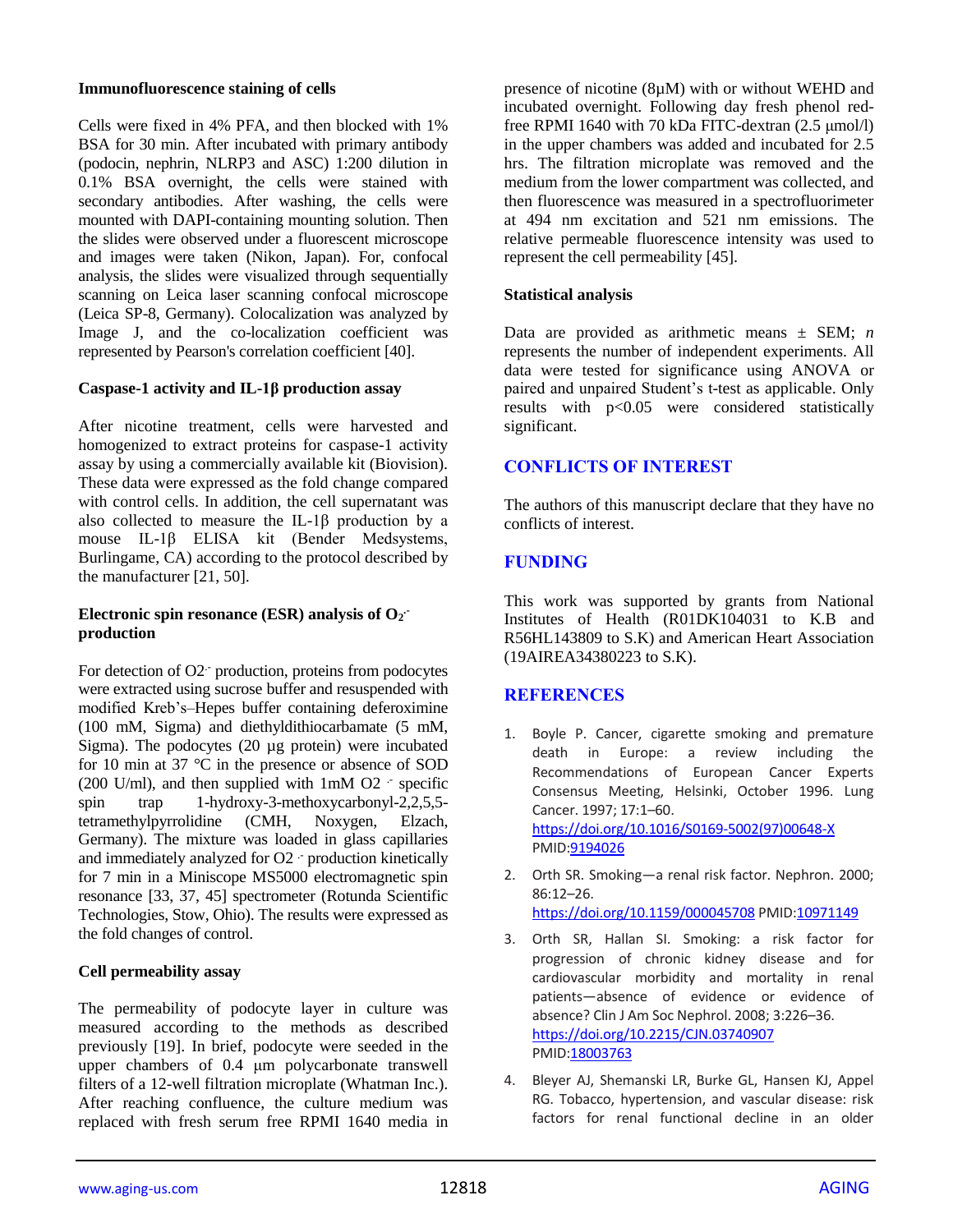### Immunofluorescence staining of cells

Cells were fixed in 4% PFA, and then blocked with 1% BSA for 30 min. After incubated with primary antibody (podocin, nephrin, NLRP3 and ASC) 1:200 dilution in 0.1% BSA overnight, the cells were stained with secondary antibodies. After washing, the cells were mounted with DAPI-containing mounting solution. Then the slides were observed under a fluorescent microscope and images were taken (Nikon, Japan). For, confocal analysis, the slides were visualized through sequentially scanning on Leica laser scanning confocal microscope (Leica SP-8, Germany). Colocalization was analyzed by Image J, and the co-localization coefficient was represented by Pearson's correlation coefficient [40].

### Caspase-1 activity and IL-1β production assay

After nicotine treatment, cells were harvested and homogenized to extract proteins for caspase-1 activity assay by using a commercially available kit (Biovision). These data were expressed as the fold change compared with control cells. In addition, the cell supernatant was also collected to measure the IL-1β production by a mouse IL-1β ELISA kit (Bender Medsystems, Burlingame, CA) according to the protocol described by the manufacturer [21, 50].

### Electronic spin resonance (ESR) analysis of $O_2^{\cdot-}$ production

For detection of $O_2^{\cdot-}$ production, proteins from podocytes were extracted using sucrose buffer and resuspended with modified Kreb's–Hepes buffer containing deferoximine (100 mM, Sigma) and diethyldithiocarbamate (5 mM, Sigma). The podocytes (20 µg protein) were incubated for 10 min at 37 °C in the presence or absence of SOD (200 U/ml), and then supplied with 1mM $O_2^{\cdot-}$ specific spin trap 1-hydroxy-3-methoxycarbonyl-2,2,5,5-tetramethylpyrrolidine (CMH, Noxygen, Elzach, Germany). The mixture was loaded in glass capillaries and immediately analyzed for $O_2^{\cdot-}$ production kinetically for 7 min in a Miniscope MS5000 electromagnetic spin resonance [33, 37, 45] spectrometer (Rotunda Scientific Technologies, Stow, Ohio). The results were expressed as the fold changes of control.

### Cell permeability assay

The permeability of podocyte layer in culture was measured according to the methods as described previously [19]. In brief, podocyte were seeded in the upper chambers of 0.4 µm polycarbonate transwell filters of a 12-well filtration microplate (Whatman Inc.). After reaching confluence, the culture medium was replaced with fresh serum free RPMI 1640 media in presence of nicotine (8µM) with or without WEHD and incubated overnight. Following day fresh phenol red-free RPMI 1640 with 70 kDa FITC-dextran (2.5 µmol/l) in the upper chambers was added and incubated for 2.5 hrs. The filtration microplate was removed and the medium from the lower compartment was collected, and then fluorescence was measured in a spectrofluorimeter at 494 nm excitation and 521 nm emissions. The relative permeable fluorescence intensity was used to represent the cell permeability [45].

### Statistical analysis

Data are provided as arithmetic means ± SEM; *n* represents the number of independent experiments. All data were tested for significance using ANOVA or paired and unpaired Student's t-test as applicable. Only results with $p<0.05$ were considered statistically significant.

## CONFLICTS OF INTEREST

The authors of this manuscript declare that they have no conflicts of interest.

## FUNDING

This work was supported by grants from National Institutes of Health (R01DK104031 to K.B and R56HL143809 to S.K) and American Heart Association (19AIREA34380223 to S.K).

## REFERENCES

1. Boyle P. Cancer, cigarette smoking and premature death in Europe: a review including the Recommendations of European Cancer Experts Consensus Meeting, Helsinki, October 1996. Lung Cancer. 1997; 17:1–60. https://doi.org/10.1016/S0169-5002(97)00648-X PMID:9194026
2. Orth SR. Smoking—a renal risk factor. Nephron. 2000; 86:12–26. https://doi.org/10.1159/000045708 PMID:10971149
3. Orth SR, Hallan SI. Smoking: a risk factor for progression of chronic kidney disease and for cardiovascular morbidity and mortality in renal patients—absence of evidence or evidence of absence? Clin J Am Soc Nephrol. 2008; 3:226–36. https://doi.org/10.2215/CJN.03740907 PMID:18003763
4. Bleyer AJ, Shemanski LR, Burke GL, Hansen KJ, Appel RG. Tobacco, hypertension, and vascular disease: risk factors for renal functional decline in an older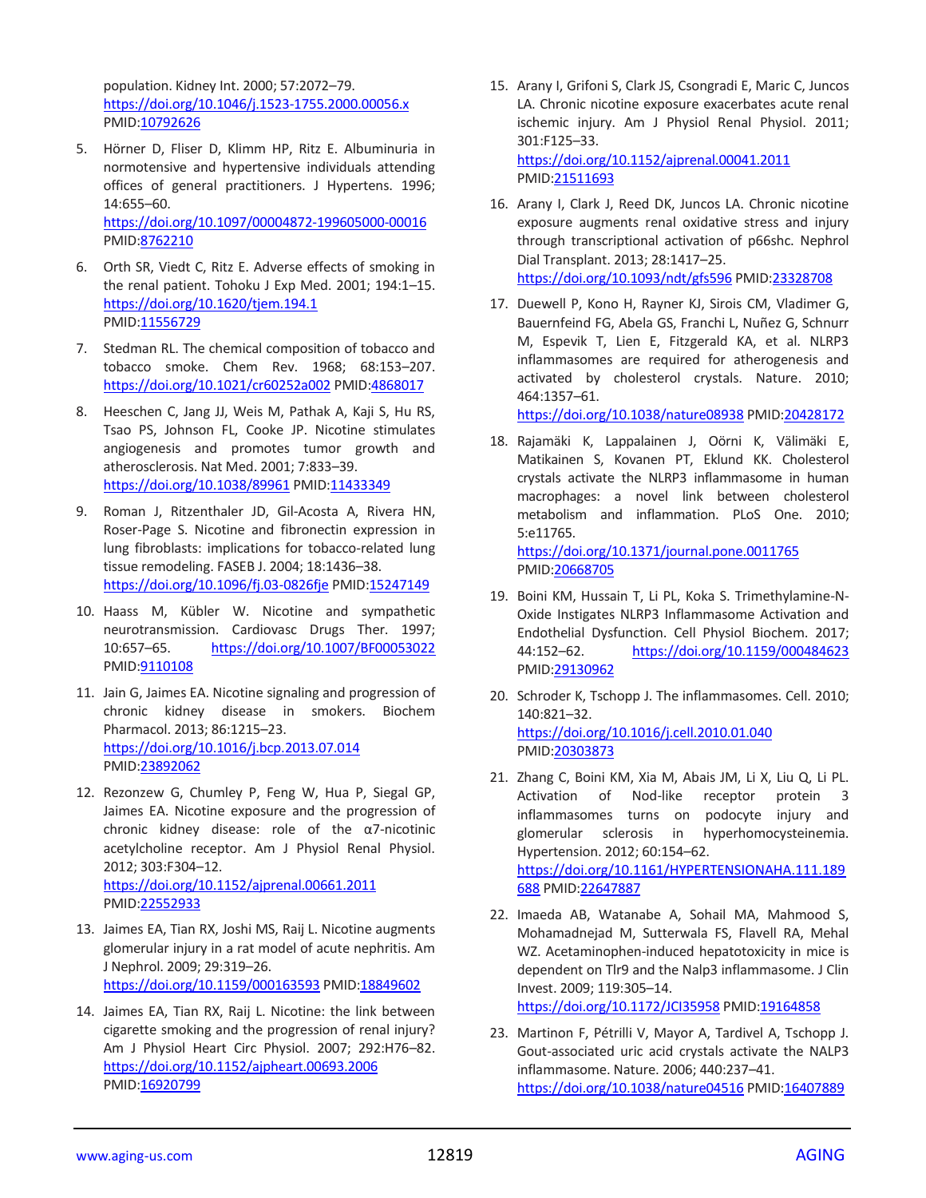population. Kidney Int. 2000; 57:2072–79. https://doi.org/10.1046/j.1523-1755.2000.00056.x PMID:10792626

5. Hörner D, Fliser D, Klimm HP, Ritz E. Albuminuria in normotensive and hypertensive individuals attending offices of general practitioners. J Hypertens. 1996; 14:655–60. https://doi.org/10.1097/00004872-199605000-00016 PMID:8762210

6. Orth SR, Viedt C, Ritz E. Adverse effects of smoking in the renal patient. Tohoku J Exp Med. 2001; 194:1–15. https://doi.org/10.1620/tjem.194.1 PMID:11556729

7. Stedman RL. The chemical composition of tobacco and tobacco smoke. Chem Rev. 1968; 68:153–207. https://doi.org/10.1021/cr60252a002 PMID:4868017

8. Heeschen C, Jang JJ, Weis M, Pathak A, Kaji S, Hu RS, Tsao PS, Johnson FL, Cooke JP. Nicotine stimulates angiogenesis and promotes tumor growth and atherosclerosis. Nat Med. 2001; 7:833–39. https://doi.org/10.1038/89961 PMID:11433349

9. Roman J, Ritzenthaler JD, Gil-Acosta A, Rivera HN, Roser-Page S. Nicotine and fibronectin expression in lung fibroblasts: implications for tobacco-related lung tissue remodeling. FASEB J. 2004; 18:1436–38. https://doi.org/10.1096/fj.03-0826fje PMID:15247149

10. Haass M, Kübler W. Nicotine and sympathetic neurotransmission. Cardiovasc Drugs Ther. 1997; 10:657–65. https://doi.org/10.1007/BF00053022 PMID:9110108

11. Jain G, Jaimes EA. Nicotine signaling and progression of chronic kidney disease in smokers. Biochem Pharmacol. 2013; 86:1215–23. https://doi.org/10.1016/j.bcp.2013.07.014 PMID:23892062

12. Rezonzew G, Chumley P, Feng W, Hua P, Siegal GP, Jaimes EA. Nicotine exposure and the progression of chronic kidney disease: role of the α7-nicotinic acetylcholine receptor. Am J Physiol Renal Physiol. 2012; 303:F304–12. https://doi.org/10.1152/ajprenal.00661.2011 PMID:22552933

13. Jaimes EA, Tian RX, Joshi MS, Raij L. Nicotine augments glomerular injury in a rat model of acute nephritis. Am J Nephrol. 2009; 29:319–26. https://doi.org/10.1159/000163593 PMID:18849602

14. Jaimes EA, Tian RX, Raij L. Nicotine: the link between cigarette smoking and the progression of renal injury? Am J Physiol Heart Circ Physiol. 2007; 292:H76–82. https://doi.org/10.1152/ajpheart.00693.2006 PMID:16920799

15. Arany I, Grifoni S, Clark JS, Csongradi E, Maric C, Juncos LA. Chronic nicotine exposure exacerbates acute renal ischemic injury. Am J Physiol Renal Physiol. 2011; 301:F125–33. https://doi.org/10.1152/ajprenal.00041.2011 PMID:21511693

16. Arany I, Clark J, Reed DK, Juncos LA. Chronic nicotine exposure augments renal oxidative stress and injury through transcriptional activation of p66shc. Nephrol Dial Transplant. 2013; 28:1417–25. https://doi.org/10.1093/ndt/gfs596 PMID:23328708

17. Duewell P, Kono H, Rayner KJ, Sirois CM, Vladimer G, Bauernfeind FG, Abela GS, Franchi L, Nuñez G, Schnurr M, Espevik T, Lien E, Fitzgerald KA, et al. NLRP3 inflammasomes are required for atherogenesis and activated by cholesterol crystals. Nature. 2010; 464:1357–61. https://doi.org/10.1038/nature08938 PMID:20428172

18. Rajamäki K, Lappalainen J, Oörni K, Välimäki E, Matikainen S, Kovanen PT, Eklund KK. Cholesterol crystals activate the NLRP3 inflammasome in human macrophages: a novel link between cholesterol metabolism and inflammation. PLoS One. 2010; 5:e11765. https://doi.org/10.1371/journal.pone.0011765 PMID:20668705

19. Boini KM, Hussain T, Li PL, Koka S. Trimethylamine-N-Oxide Instigates NLRP3 Inflammasome Activation and Endothelial Dysfunction. Cell Physiol Biochem. 2017; 44:152–62. https://doi.org/10.1159/000484623 PMID:29130962

20. Schroder K, Tschopp J. The inflammasomes. Cell. 2010; 140:821–32. https://doi.org/10.1016/j.cell.2010.01.040 PMID:20303873

21. Zhang C, Boini KM, Xia M, Abais JM, Li X, Liu Q, Li PL. Activation of Nod-like receptor protein 3 inflammasomes turns on podocyte injury and glomerular sclerosis in hyperhomocysteinemia. Hypertension. 2012; 60:154–62. https://doi.org/10.1161/HYPERTENSIONAHA.111.189688 PMID:22647887

22. Imaeda AB, Watanabe A, Sohail MA, Mahmood S, Mohamadnejad M, Sutterwala FS, Flavell RA, Mehal WZ. Acetaminophen-induced hepatotoxicity in mice is dependent on Tlr9 and the Nalp3 inflammasome. J Clin Invest. 2009; 119:305–14. https://doi.org/10.1172/JCI35958 PMID:19164858

23. Martinon F, Pétrilli V, Mayor A, Tardivel A, Tschopp J. Gout-associated uric acid crystals activate the NALP3 inflammasome. Nature. 2006; 440:237–41. https://doi.org/10.1038/nature04516 PMID:16407889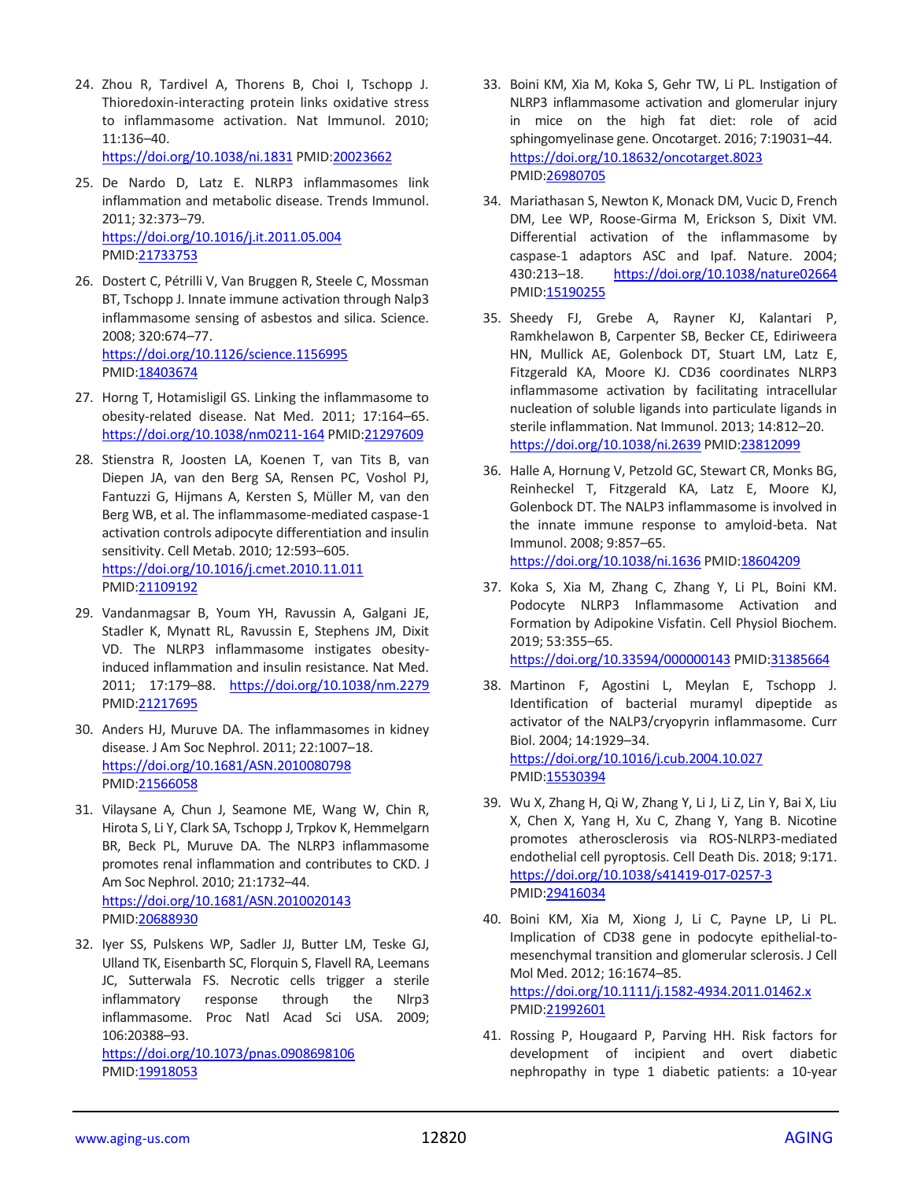24. Zhou R, Tardivel A, Thorens B, Choi I, Tschopp J. Thioredoxin-interacting protein links oxidative stress to inflammasome activation. Nat Immunol. 2010; 11:136–40. https://doi.org/10.1038/ni.1831 PMID:20023662

25. De Nardo D, Latz E. NLRP3 inflammasomes link inflammation and metabolic disease. Trends Immunol. 2011; 32:373–79. https://doi.org/10.1016/j.it.2011.05.004 PMID:21733753

26. Dostert C, Pétrilli V, Van Bruggen R, Steele C, Mossman BT, Tschopp J. Innate immune activation through Nalp3 inflammasome sensing of asbestos and silica. Science. 2008; 320:674–77. https://doi.org/10.1126/science.1156995 PMID:18403674

27. Horng T, Hotamisligil GS. Linking the inflammasome to obesity-related disease. Nat Med. 2011; 17:164–65. https://doi.org/10.1038/nm0211-164 PMID:21297609

28. Stienstra R, Joosten LA, Koenen T, van Tits B, van Diepen JA, van den Berg SA, Rensen PC, Voshol PJ, Fantuzzi G, Hijmans A, Kersten S, Müller M, van den Berg WB, et al. The inflammasome-mediated caspase-1 activation controls adipocyte differentiation and insulin sensitivity. Cell Metab. 2010; 12:593–605. https://doi.org/10.1016/j.cmet.2010.11.011 PMID:21109192

29. Vandanmagsar B, Youm YH, Ravussin A, Galgani JE, Stadler K, Mynatt RL, Ravussin E, Stephens JM, Dixit VD. The NLRP3 inflammasome instigates obesity-induced inflammation and insulin resistance. Nat Med. 2011; 17:179–88. https://doi.org/10.1038/nm.2279 PMID:21217695

30. Anders HJ, Muruve DA. The inflammasomes in kidney disease. J Am Soc Nephrol. 2011; 22:1007–18. https://doi.org/10.1681/ASN.2010080798 PMID:21566058

31. Vilaysane A, Chun J, Seamone ME, Wang W, Chin R, Hirota S, Li Y, Clark SA, Tschopp J, Trpkov K, Hemmelgarn BR, Beck PL, Muruve DA. The NLRP3 inflammasome promotes renal inflammation and contributes to CKD. J Am Soc Nephrol. 2010; 21:1732–44. https://doi.org/10.1681/ASN.2010020143 PMID:20688930

32. Iyer SS, Pulskens WP, Sadler JJ, Butter LM, Teske GJ, Ulland TK, Eisenbarth SC, Florquin S, Flavell RA, Leemans JC, Sutterwala FS. Necrotic cells trigger a sterile inflammatory response through the Nlrp3 inflammasome. Proc Natl Acad Sci USA. 2009; 106:20388–93. https://doi.org/10.1073/pnas.0908698106 PMID:19918053

33. Boini KM, Xia M, Koka S, Gehr TW, Li PL. Instigation of NLRP3 inflammasome activation and glomerular injury in mice on the high fat diet: role of acid sphingomyelinase gene. Oncotarget. 2016; 7:19031–44. https://doi.org/10.18632/oncotarget.8023 PMID:26980705

34. Mariathasan S, Newton K, Monack DM, Vucic D, French DM, Lee WP, Roose-Girma M, Erickson S, Dixit VM. Differential activation of the inflammasome by caspase-1 adaptors ASC and Ipaf. Nature. 2004; 430:213–18. https://doi.org/10.1038/nature02664 PMID:15190255

35. Sheedy FJ, Grebe A, Rayner KJ, Kalantari P, Ramkhelawon B, Carpenter SB, Becker CE, Ediriweera HN, Mullick AE, Golenbock DT, Stuart LM, Latz E, Fitzgerald KA, Moore KJ. CD36 coordinates NLRP3 inflammasome activation by facilitating intracellular nucleation of soluble ligands into particulate ligands in sterile inflammation. Nat Immunol. 2013; 14:812–20. https://doi.org/10.1038/ni.2639 PMID:23812099

36. Halle A, Hornung V, Petzold GC, Stewart CR, Monks BG, Reinheckel T, Fitzgerald KA, Latz E, Moore KJ, Golenbock DT. The NALP3 inflammasome is involved in the innate immune response to amyloid-beta. Nat Immunol. 2008; 9:857–65. https://doi.org/10.1038/ni.1636 PMID:18604209

37. Koka S, Xia M, Zhang C, Zhang Y, Li PL, Boini KM. Podocyte NLRP3 Inflammasome Activation and Formation by Adipokine Visfatin. Cell Physiol Biochem. 2019; 53:355–65. https://doi.org/10.33594/000000143 PMID:31385664

38. Martinon F, Agostini L, Meylan E, Tschopp J. Identification of bacterial muramyl dipeptide as activator of the NALP3/cryopyrin inflammasome. Curr Biol. 2004; 14:1929–34. https://doi.org/10.1016/j.cub.2004.10.027 PMID:15530394

39. Wu X, Zhang H, Qi W, Zhang Y, Li J, Li Z, Lin Y, Bai X, Liu X, Chen X, Yang H, Xu C, Zhang Y, Yang B. Nicotine promotes atherosclerosis via ROS-NLRP3-mediated endothelial cell pyroptosis. Cell Death Dis. 2018; 9:171. https://doi.org/10.1038/s41419-017-0257-3 PMID:29416034

40. Boini KM, Xia M, Xiong J, Li C, Payne LP, Li PL. Implication of CD38 gene in podocyte epithelial-to-mesenchymal transition and glomerular sclerosis. J Cell Mol Med. 2012; 16:1674–85. https://doi.org/10.1111/j.1582-4934.2011.01462.x PMID:21992601

41. Rossing P, Hougaard P, Parving HH. Risk factors for development of incipient and overt diabetic nephropathy in type 1 diabetic patients: a 10-year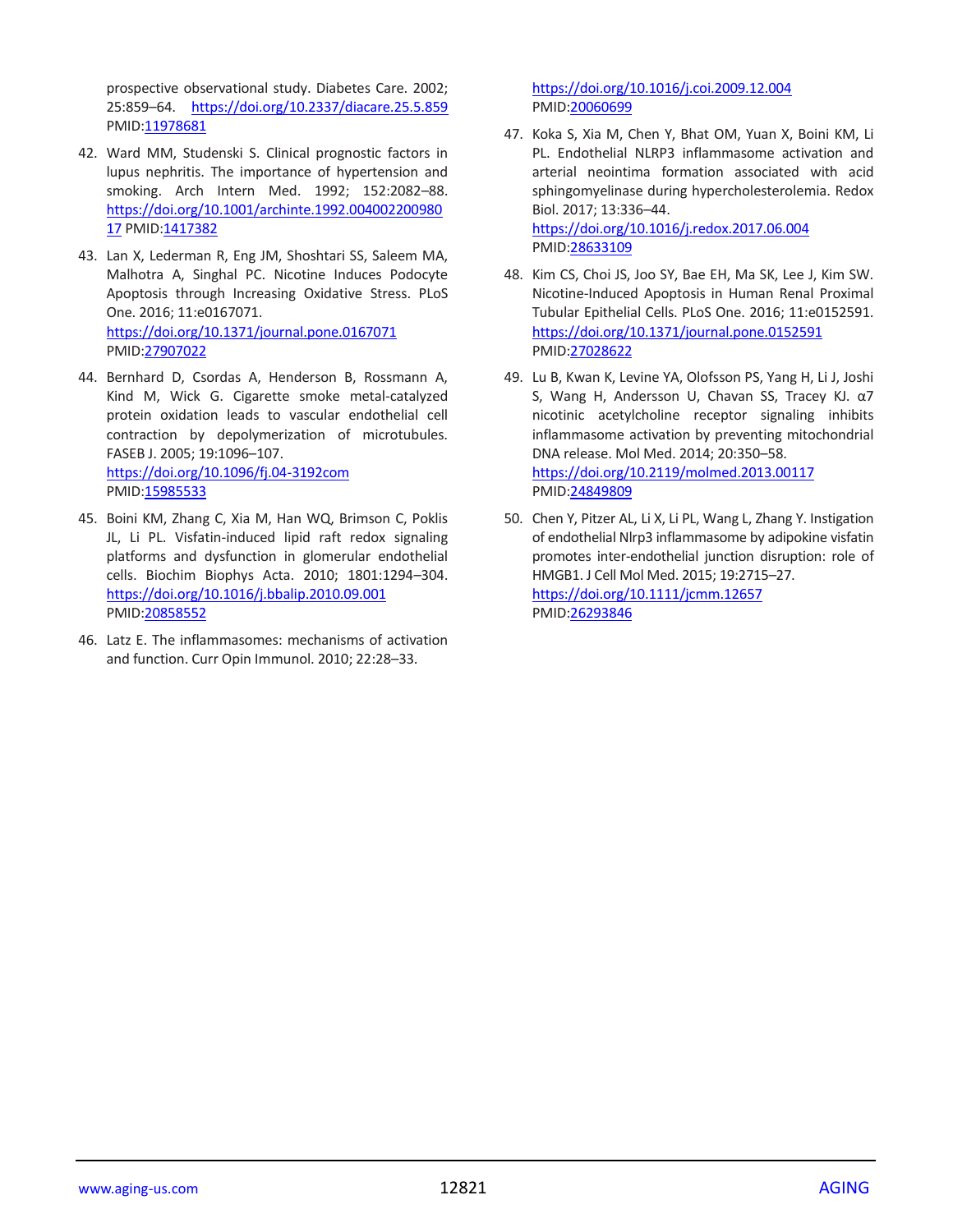prospective observational study. Diabetes Care. 2002; 25:859–64. https://doi.org/10.2337/diacare.25.5.859 PMID:11978681

42. Ward MM, Studenski S. Clinical prognostic factors in lupus nephritis. The importance of hypertension and smoking. Arch Intern Med. 1992; 152:2082–88. https://doi.org/10.1001/archinte.1992.00400220098017 PMID:1417382

43. Lan X, Lederman R, Eng JM, Shoshtari SS, Saleem MA, Malhotra A, Singhal PC. Nicotine Induces Podocyte Apoptosis through Increasing Oxidative Stress. PLoS One. 2016; 11:e0167071. https://doi.org/10.1371/journal.pone.0167071 PMID:27907022

44. Bernhard D, Csordas A, Henderson B, Rossmann A, Kind M, Wick G. Cigarette smoke metal-catalyzed protein oxidation leads to vascular endothelial cell contraction by depolymerization of microtubules. FASEB J. 2005; 19:1096–107. https://doi.org/10.1096/fj.04-3192com PMID:15985533

45. Boini KM, Zhang C, Xia M, Han WQ, Brimson C, Poklis JL, Li PL. Visfatin-induced lipid raft redox signaling platforms and dysfunction in glomerular endothelial cells. Biochim Biophys Acta. 2010; 1801:1294–304. https://doi.org/10.1016/j.bbalip.2010.09.001 PMID:20858552

46. Latz E. The inflammasomes: mechanisms of activation and function. Curr Opin Immunol. 2010; 22:28–33. https://doi.org/10.1016/j.coi.2009.12.004 PMID:20060699

47. Koka S, Xia M, Chen Y, Bhat OM, Yuan X, Boini KM, Li PL. Endothelial NLRP3 inflammasome activation and arterial neointima formation associated with acid sphingomyelinase during hypercholesterolemia. Redox Biol. 2017; 13:336–44. https://doi.org/10.1016/j.redox.2017.06.004 PMID:28633109

48. Kim CS, Choi JS, Joo SY, Bae EH, Ma SK, Lee J, Kim SW. Nicotine-Induced Apoptosis in Human Renal Proximal Tubular Epithelial Cells. PLoS One. 2016; 11:e0152591. https://doi.org/10.1371/journal.pone.0152591 PMID:27028622

49. Lu B, Kwan K, Levine YA, Olofsson PS, Yang H, Li J, Joshi S, Wang H, Andersson U, Chavan SS, Tracey KJ. α7 nicotinic acetylcholine receptor signaling inhibits inflammasome activation by preventing mitochondrial DNA release. Mol Med. 2014; 20:350–58. https://doi.org/10.2119/molmed.2013.00117 PMID:24849809

50. Chen Y, Pitzer AL, Li X, Li PL, Wang L, Zhang Y. Instigation of endothelial Nlrp3 inflammasome by adipokine visfatin promotes inter-endothelial junction disruption: role of HMGB1. J Cell Mol Med. 2015; 19:2715–27. https://doi.org/10.1111/jcmm.12657 PMID:26293846